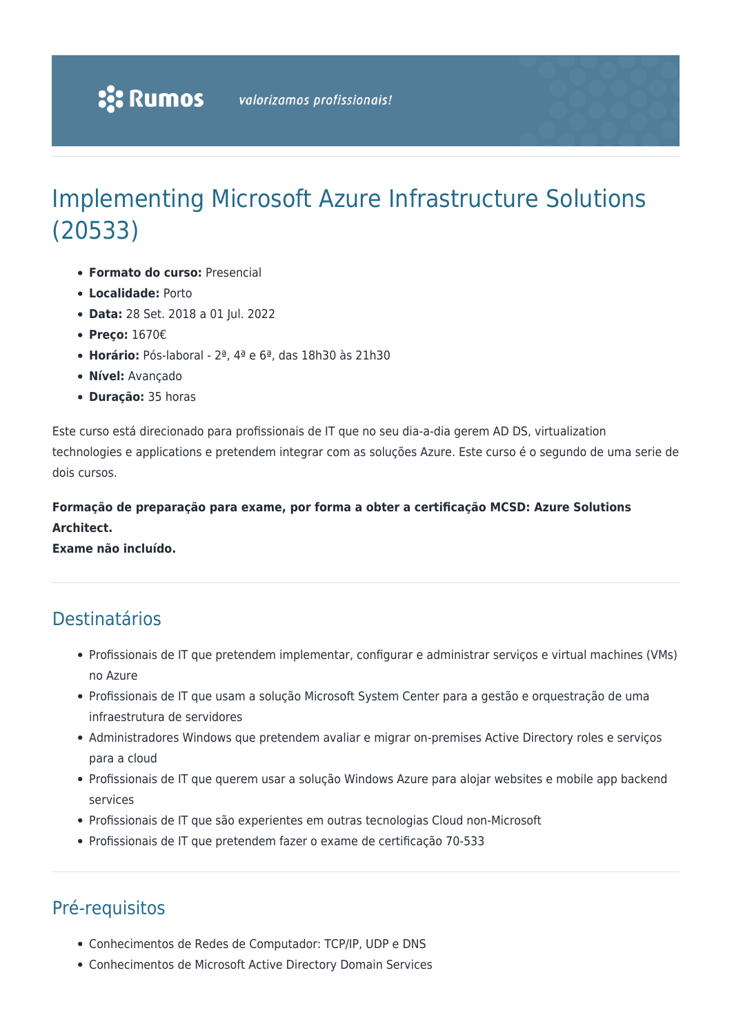# Implementing Microsoft Azure Infrastructure Solutions (20533)

- **Formato do curso:** Presencial
- **Localidade:** Porto
- **Data:** 28 Set. 2018 a 01 Jul. 2022
- **Preço:** 1670€
- **Horário:** Pós-laboral - 2ª, 4ª e 6ª, das 18h30 às 21h30
- **Nível:** Avançado
- **Duração:** 35 horas

Este curso está direcionado para profissionais de IT que no seu dia-a-dia gerem AD DS, virtualization technologies e applications e pretendem integrar com as soluções Azure. Este curso é o segundo de uma serie de dois cursos.

**Formação de preparação para exame, por forma a obter a certificação MCSD: Azure Solutions Architect.**
**Exame não incluído.**

## Destinatários

- Profissionais de IT que pretendem implementar, configurar e administrar serviços e virtual machines (VMs) no Azure
- Profissionais de IT que usam a solução Microsoft System Center para a gestão e orquestração de uma infraestrutura de servidores
- Administradores Windows que pretendem avaliar e migrar on-premises Active Directory roles e serviços para a cloud
- Profissionais de IT que querem usar a solução Windows Azure para alojar websites e mobile app backend services
- Profissionais de IT que são experientes em outras tecnologias Cloud non-Microsoft
- Profissionais de IT que pretendem fazer o exame de certificação 70-533

## Pré-requisitos

- Conhecimentos de Redes de Computador: TCP/IP, UDP e DNS
- Conhecimentos de Microsoft Active Directory Domain Services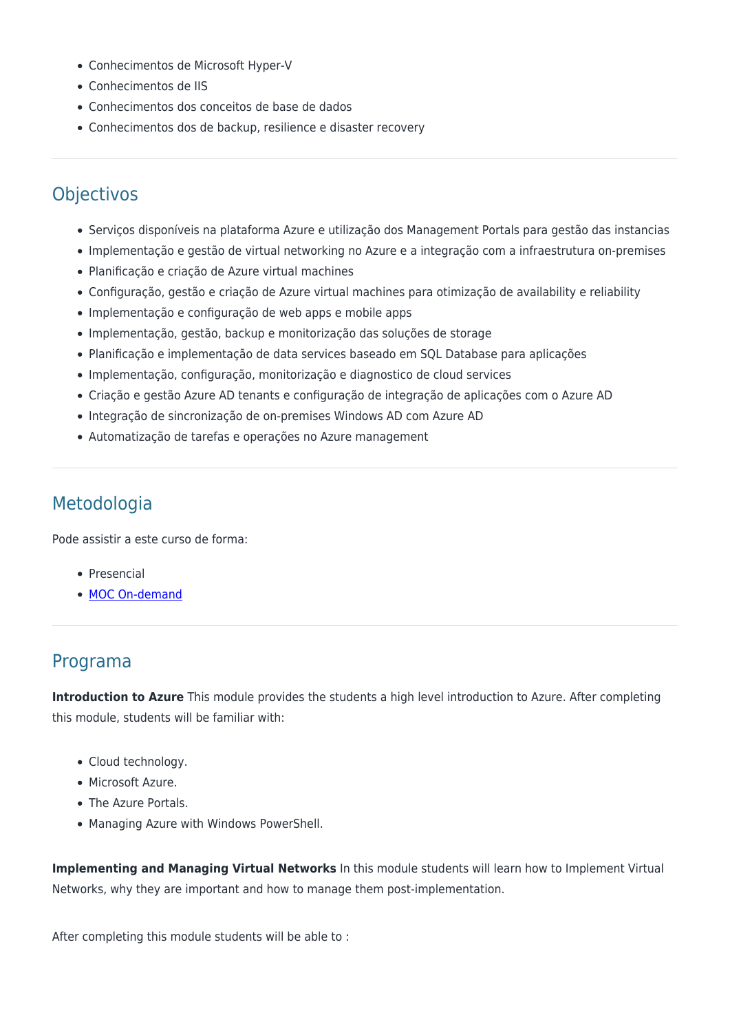- Conhecimentos de Microsoft Hyper-V
- Conhecimentos de IIS
- Conhecimentos dos conceitos de base de dados
- Conhecimentos dos de backup, resilience e disaster recovery

## Objectivos

- Serviços disponíveis na plataforma Azure e utilização dos Management Portals para gestão das instancias
- Implementação e gestão de virtual networking no Azure e a integração com a infraestrutura on-premises
- Planificação e criação de Azure virtual machines
- Configuração, gestão e criação de Azure virtual machines para otimização de availability e reliability
- Implementação e configuração de web apps e mobile apps
- Implementação, gestão, backup e monitorização das soluções de storage
- Planificação e implementação de data services baseado em SQL Database para aplicações
- Implementação, configuração, monitorização e diagnostico de cloud services
- Criação e gestão Azure AD tenants e configuração de integração de aplicações com o Azure AD
- Integração de sincronização de on-premises Windows AD com Azure AD
- Automatização de tarefas e operações no Azure management

## Metodologia

Pode assistir a este curso de forma:

- Presencial
- [MOC On-demand]()

## Programa

**Introduction to Azure** This module provides the students a high level introduction to Azure. After completing this module, students will be familiar with:

- Cloud technology.
- Microsoft Azure.
- The Azure Portals.
- Managing Azure with Windows PowerShell.

**Implementing and Managing Virtual Networks** In this module students will learn how to Implement Virtual Networks, why they are important and how to manage them post-implementation.

After completing this module students will be able to :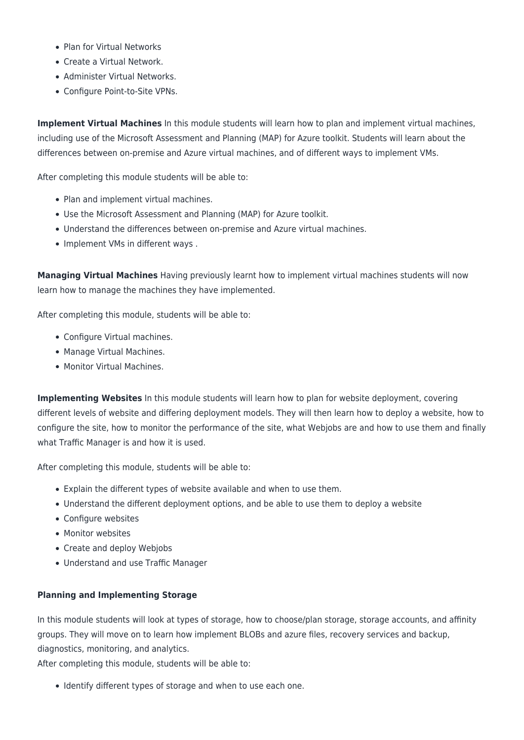- Plan for Virtual Networks
- Create a Virtual Network.
- Administer Virtual Networks.
- Configure Point-to-Site VPNs.

**Implement Virtual Machines** In this module students will learn how to plan and implement virtual machines, including use of the Microsoft Assessment and Planning (MAP) for Azure toolkit. Students will learn about the differences between on-premise and Azure virtual machines, and of different ways to implement VMs.

After completing this module students will be able to:

- Plan and implement virtual machines.
- Use the Microsoft Assessment and Planning (MAP) for Azure toolkit.
- Understand the differences between on-premise and Azure virtual machines.
- Implement VMs in different ways .

**Managing Virtual Machines** Having previously learnt how to implement virtual machines students will now learn how to manage the machines they have implemented.

After completing this module, students will be able to:

- Configure Virtual machines.
- Manage Virtual Machines.
- Monitor Virtual Machines.

**Implementing Websites** In this module students will learn how to plan for website deployment, covering different levels of website and differing deployment models. They will then learn how to deploy a website, how to configure the site, how to monitor the performance of the site, what Webjobs are and how to use them and finally what Traffic Manager is and how it is used.

After completing this module, students will be able to:

- Explain the different types of website available and when to use them.
- Understand the different deployment options, and be able to use them to deploy a website
- Configure websites
- Monitor websites
- Create and deploy Webjobs
- Understand and use Traffic Manager

**Planning and Implementing Storage**

In this module students will look at types of storage, how to choose/plan storage, storage accounts, and affinity groups. They will move on to learn how implement BLOBs and azure files, recovery services and backup, diagnostics, monitoring, and analytics.
After completing this module, students will be able to:

- Identify different types of storage and when to use each one.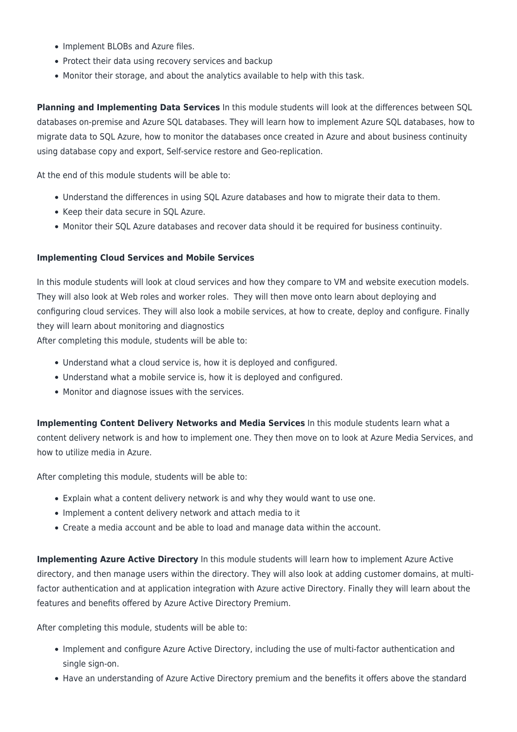- Implement BLOBs and Azure files.
- Protect their data using recovery services and backup
- Monitor their storage, and about the analytics available to help with this task.

**Planning and Implementing Data Services** In this module students will look at the differences between SQL databases on-premise and Azure SQL databases. They will learn how to implement Azure SQL databases, how to migrate data to SQL Azure, how to monitor the databases once created in Azure and about business continuity using database copy and export, Self-service restore and Geo-replication.

At the end of this module students will be able to:

- Understand the differences in using SQL Azure databases and how to migrate their data to them.
- Keep their data secure in SQL Azure.
- Monitor their SQL Azure databases and recover data should it be required for business continuity.

**Implementing Cloud Services and Mobile Services**

In this module students will look at cloud services and how they compare to VM and website execution models. They will also look at Web roles and worker roles. They will then move onto learn about deploying and configuring cloud services. They will also look a mobile services, at how to create, deploy and configure. Finally they will learn about monitoring and diagnostics
After completing this module, students will be able to:

- Understand what a cloud service is, how it is deployed and configured.
- Understand what a mobile service is, how it is deployed and configured.
- Monitor and diagnose issues with the services.

**Implementing Content Delivery Networks and Media Services** In this module students learn what a content delivery network is and how to implement one. They then move on to look at Azure Media Services, and how to utilize media in Azure.

After completing this module, students will be able to:

- Explain what a content delivery network is and why they would want to use one.
- Implement a content delivery network and attach media to it
- Create a media account and be able to load and manage data within the account.

**Implementing Azure Active Directory** In this module students will learn how to implement Azure Active directory, and then manage users within the directory. They will also look at adding customer domains, at multi-factor authentication and at application integration with Azure active Directory. Finally they will learn about the features and benefits offered by Azure Active Directory Premium.

After completing this module, students will be able to:

- Implement and configure Azure Active Directory, including the use of multi-factor authentication and single sign-on.
- Have an understanding of Azure Active Directory premium and the benefits it offers above the standard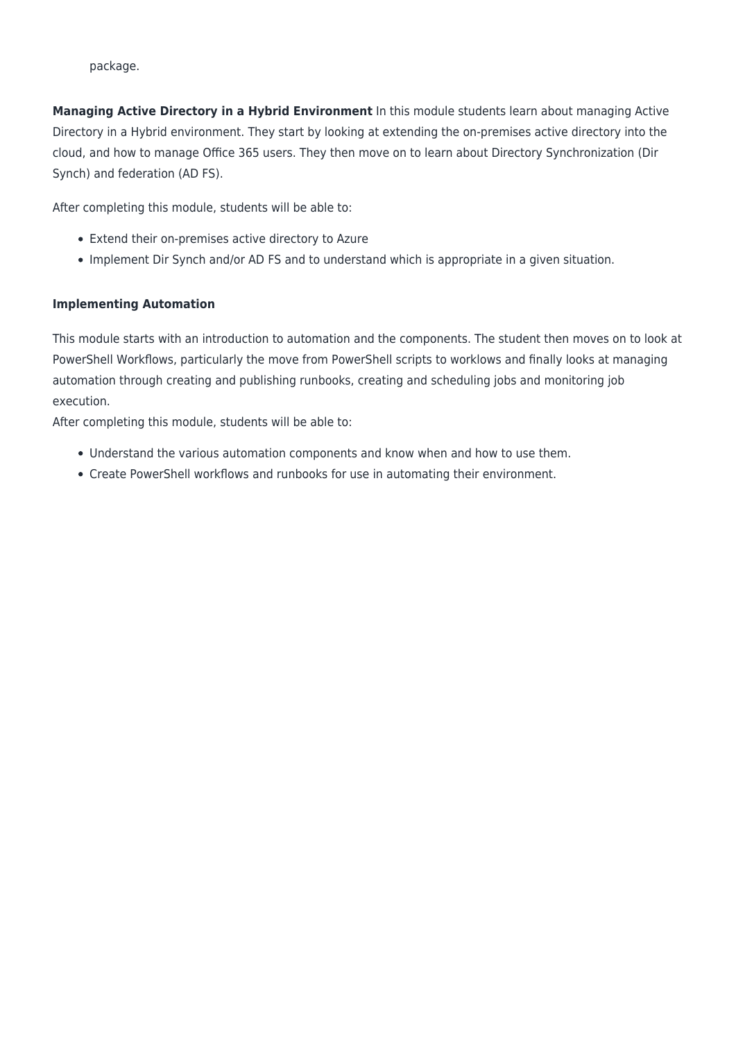package.

**Managing Active Directory in a Hybrid Environment** In this module students learn about managing Active Directory in a Hybrid environment. They start by looking at extending the on-premises active directory into the cloud, and how to manage Office 365 users. They then move on to learn about Directory Synchronization (Dir Synch) and federation (AD FS).

After completing this module, students will be able to:

- Extend their on-premises active directory to Azure
- Implement Dir Synch and/or AD FS and to understand which is appropriate in a given situation.

**Implementing Automation**

This module starts with an introduction to automation and the components. The student then moves on to look at PowerShell Workflows, particularly the move from PowerShell scripts to worklows and finally looks at managing automation through creating and publishing runbooks, creating and scheduling jobs and monitoring job execution.
After completing this module, students will be able to:

- Understand the various automation components and know when and how to use them.
- Create PowerShell workflows and runbooks for use in automating their environment.